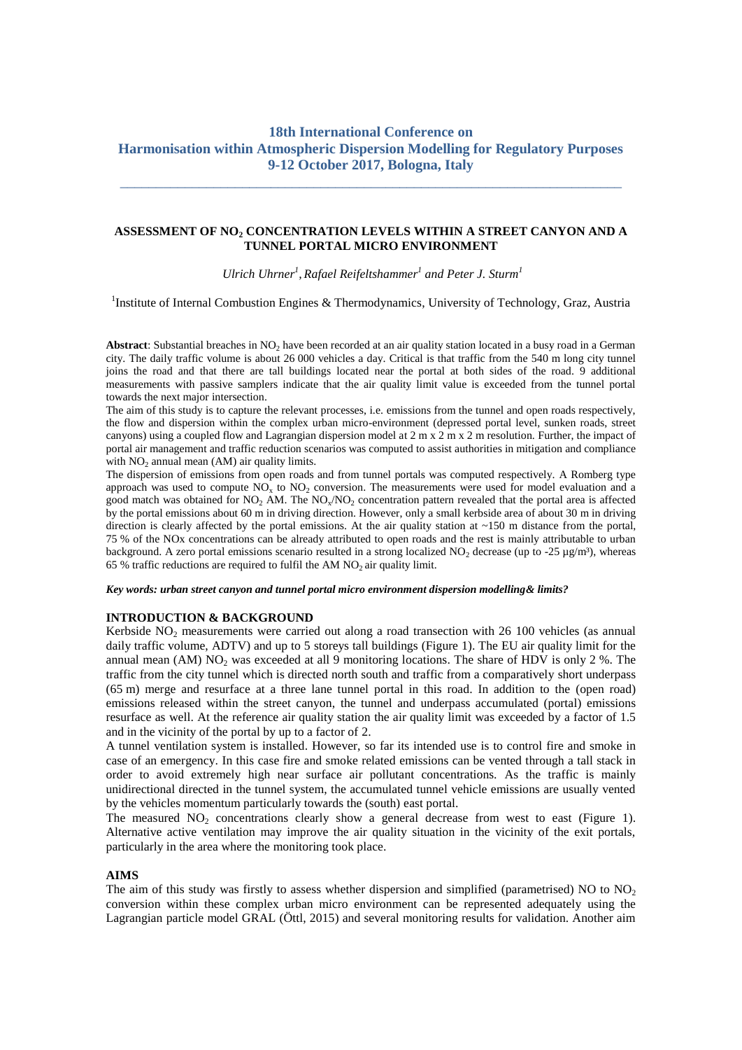**18th International Conference on**
**Harmonisation within Atmospheric Dispersion Modelling for Regulatory Purposes**
**9-12 October 2017, Bologna, Italy**

---

# ASSESSMENT OF $NO_2$ CONCENTRATION LEVELS WITHIN A STREET CANYON AND A TUNNEL PORTAL MICRO ENVIRONMENT

*Ulrich Uhrner[1], Rafael Reifeltshammer[1] and Peter J. Sturm[1]*

[1]Institute of Internal Combustion Engines & Thermodynamics, University of Technology, Graz, Austria

**Abstract**: Substantial breaches in $NO_2$ have been recorded at an air quality station located in a busy road in a German city. The daily traffic volume is about 26 000 vehicles a day. Critical is that traffic from the 540 m long city tunnel joins the road and that there are tall buildings located near the portal at both sides of the road. 9 additional measurements with passive samplers indicate that the air quality limit value is exceeded from the tunnel portal towards the next major intersection.

The aim of this study is to capture the relevant processes, i.e. emissions from the tunnel and open roads respectively, the flow and dispersion within the complex urban micro-environment (depressed portal level, sunken roads, street canyons) using a coupled flow and Lagrangian dispersion model at 2 m x 2 m x 2 m resolution. Further, the impact of portal air management and traffic reduction scenarios was computed to assist authorities in mitigation and compliance with $NO_2$ annual mean (AM) air quality limits.

The dispersion of emissions from open roads and from tunnel portals was computed respectively. A Romberg type approach was used to compute $NO_x$ to $NO_2$ conversion. The measurements were used for model evaluation and a good match was obtained for $NO_2$ AM. The $NO_x/NO_2$ concentration pattern revealed that the portal area is affected by the portal emissions about 60 m in driving direction. However, only a small kerbside area of about 30 m in driving direction is clearly affected by the portal emissions. At the air quality station at ~150 m distance from the portal, 75 % of the NOx concentrations can be already attributed to open roads and the rest is mainly attributable to urban background. A zero portal emissions scenario resulted in a strong localized $NO_2$ decrease (up to -25 µg/m³), whereas 65 % traffic reductions are required to fulfil the AM $NO_2$ air quality limit.

***Key words: urban street canyon and tunnel portal micro environment dispersion modelling& limits?***

## INTRODUCTION & BACKGROUND

Kerbside $NO_2$ measurements were carried out along a road transection with 26 100 vehicles (as annual daily traffic volume, ADTV) and up to 5 storeys tall buildings (Figure 1). The EU air quality limit for the annual mean (AM) $NO_2$ was exceeded at all 9 monitoring locations. The share of HDV is only 2 %. The traffic from the city tunnel which is directed north south and traffic from a comparatively short underpass (65 m) merge and resurface at a three lane tunnel portal in this road. In addition to the (open road) emissions released within the street canyon, the tunnel and underpass accumulated (portal) emissions resurface as well. At the reference air quality station the air quality limit was exceeded by a factor of 1.5 and in the vicinity of the portal by up to a factor of 2.

A tunnel ventilation system is installed. However, so far its intended use is to control fire and smoke in case of an emergency. In this case fire and smoke related emissions can be vented through a tall stack in order to avoid extremely high near surface air pollutant concentrations. As the traffic is mainly unidirectional directed in the tunnel system, the accumulated tunnel vehicle emissions are usually vented by the vehicles momentum particularly towards the (south) east portal.

The measured $NO_2$ concentrations clearly show a general decrease from west to east (Figure 1). Alternative active ventilation may improve the air quality situation in the vicinity of the exit portals, particularly in the area where the monitoring took place.

## AIMS

The aim of this study was firstly to assess whether dispersion and simplified (parametrised) NO to $NO_2$ conversion within these complex urban micro environment can be represented adequately using the Lagrangian particle model GRAL (Öttl, 2015) and several monitoring results for validation. Another aim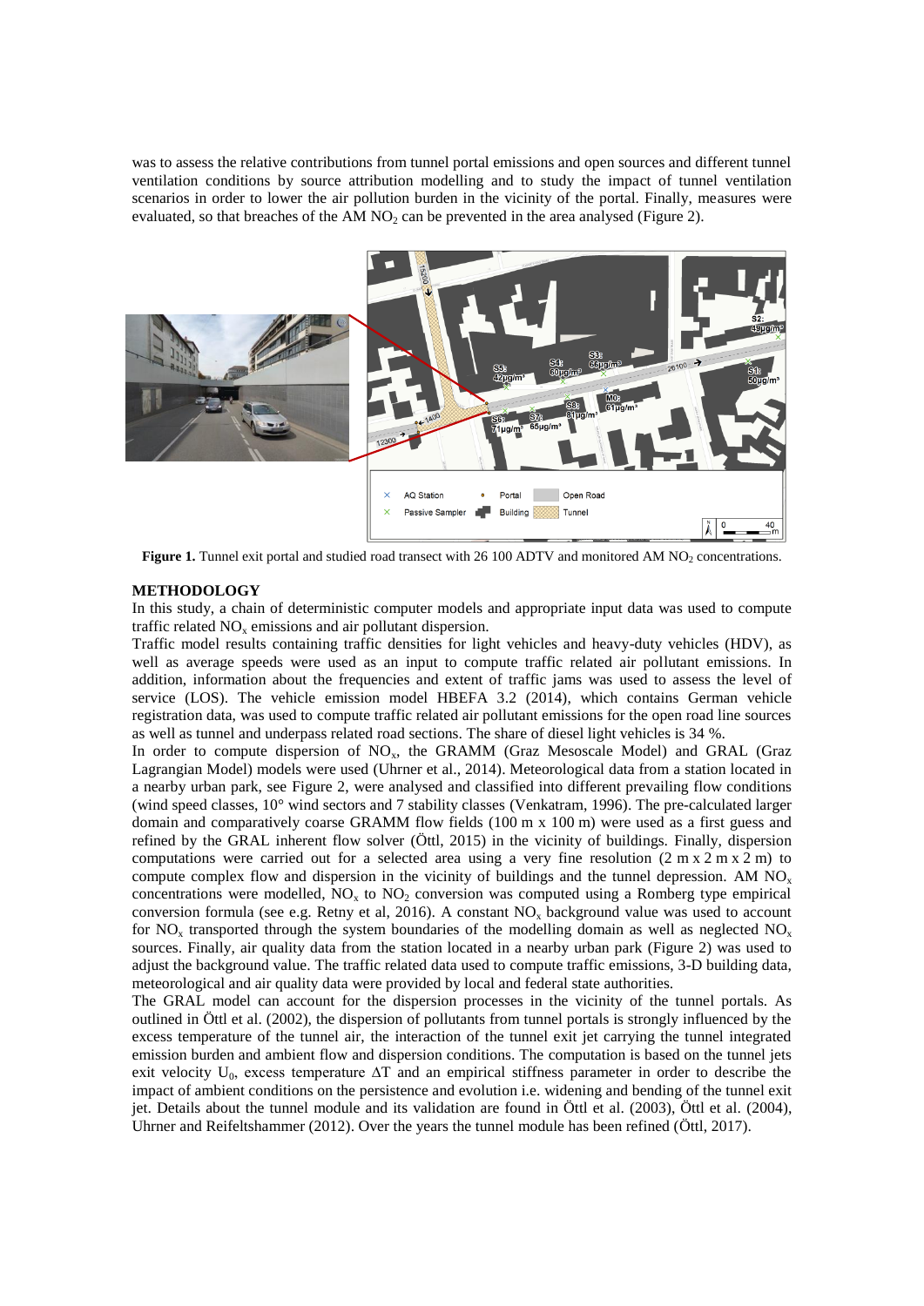was to assess the relative contributions from tunnel portal emissions and open sources and different tunnel ventilation conditions by source attribution modelling and to study the impact of tunnel ventilation scenarios in order to lower the air pollution burden in the vicinity of the portal. Finally, measures were evaluated, so that breaches of the AM $NO_2$ can be prevented in the area analysed (Figure 2).

**Figure 1.** Tunnel exit portal and studied road transect with 26 100 ADTV and monitored AM $NO_2$ concentrations.

## METHODOLOGY

In this study, a chain of deterministic computer models and appropriate input data was used to compute traffic related $NO_x$ emissions and air pollutant dispersion.

Traffic model results containing traffic densities for light vehicles and heavy-duty vehicles (HDV), as well as average speeds were used as an input to compute traffic related air pollutant emissions. In addition, information about the frequencies and extent of traffic jams was used to assess the level of service (LOS). The vehicle emission model HBEFA 3.2 (2014), which contains German vehicle registration data, was used to compute traffic related air pollutant emissions for the open road line sources as well as tunnel and underpass related road sections. The share of diesel light vehicles is 34 %.

In order to compute dispersion of $NO_x$, the GRAMM (Graz Mesoscale Model) and GRAL (Graz Lagrangian Model) models were used (Uhrner et al., 2014). Meteorological data from a station located in a nearby urban park, see Figure 2, were analysed and classified into different prevailing flow conditions (wind speed classes, 10° wind sectors and 7 stability classes (Venkatram, 1996). The pre-calculated larger domain and comparatively coarse GRAMM flow fields (100 m x 100 m) were used as a first guess and refined by the GRAL inherent flow solver (Öttl, 2015) in the vicinity of buildings. Finally, dispersion computations were carried out for a selected area using a very fine resolution (2 m x 2 m x 2 m) to compute complex flow and dispersion in the vicinity of buildings and the tunnel depression. AM $NO_x$ concentrations were modelled, $NO_x$ to $NO_2$ conversion was computed using a Romberg type empirical conversion formula (see e.g. Retny et al, 2016). A constant $NO_x$ background value was used to account for $NO_x$ transported through the system boundaries of the modelling domain as well as neglected $NO_x$ sources. Finally, air quality data from the station located in a nearby urban park (Figure 2) was used to adjust the background value. The traffic related data used to compute traffic emissions, 3-D building data, meteorological and air quality data were provided by local and federal state authorities.

The GRAL model can account for the dispersion processes in the vicinity of the tunnel portals. As outlined in Öttl et al. (2002), the dispersion of pollutants from tunnel portals is strongly influenced by the excess temperature of the tunnel air, the interaction of the tunnel exit jet carrying the tunnel integrated emission burden and ambient flow and dispersion conditions. The computation is based on the tunnel jets exit velocity $U_0$, excess temperature $\Delta T$ and an empirical stiffness parameter in order to describe the impact of ambient conditions on the persistence and evolution i.e. widening and bending of the tunnel exit jet. Details about the tunnel module and its validation are found in Öttl et al. (2003), Öttl et al. (2004), Uhrner and Reifeltshammer (2012). Over the years the tunnel module has been refined (Öttl, 2017).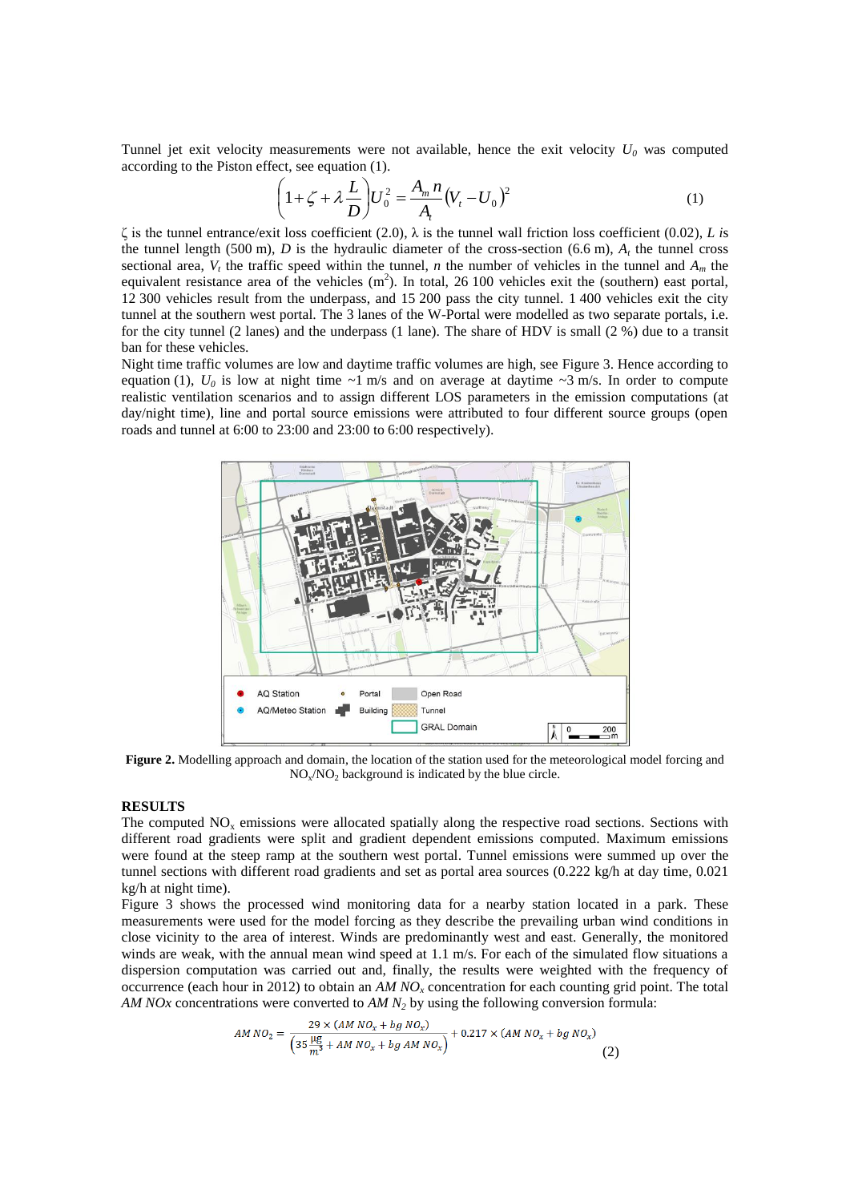Tunnel jet exit velocity measurements were not available, hence the exit velocity $U_0$ was computed according to the Piston effect, see equation (1).

$$\left(1+\zeta+\lambda\frac{L}{D}\right)U_0^2=\frac{A_m n}{A_t}\left(V_t-U_0\right)^2 \qquad (1)$$

$\zeta$ is the tunnel entrance/exit loss coefficient (2.0), $\lambda$ is the tunnel wall friction loss coefficient (0.02), $L$ is the tunnel length (500 m), $D$ is the hydraulic diameter of the cross-section (6.6 m), $A_t$ the tunnel cross sectional area, $V_t$ the traffic speed within the tunnel, $n$ the number of vehicles in the tunnel and $A_m$ the equivalent resistance area of the vehicles (m$^2$). In total, 26 100 vehicles exit the (southern) east portal, 12 300 vehicles result from the underpass, and 15 200 pass the city tunnel. 1 400 vehicles exit the city tunnel at the southern west portal. The 3 lanes of the W-Portal were modelled as two separate portals, i.e. for the city tunnel (2 lanes) and the underpass (1 lane). The share of HDV is small (2 %) due to a transit ban for these vehicles.

Night time traffic volumes are low and daytime traffic volumes are high, see Figure 3. Hence according to equation (1), $U_0$ is low at night time ~1 m/s and on average at daytime ~3 m/s. In order to compute realistic ventilation scenarios and to assign different LOS parameters in the emission computations (at day/night time), line and portal source emissions were attributed to four different source groups (open roads and tunnel at 6:00 to 23:00 and 23:00 to 6:00 respectively).

**Figure 2.** Modelling approach and domain, the location of the station used for the meteorological model forcing and $NO_x$/$NO_2$ background is indicated by the blue circle.

## RESULTS

The computed $NO_x$ emissions were allocated spatially along the respective road sections. Sections with different road gradients were split and gradient dependent emissions computed. Maximum emissions were found at the steep ramp at the southern west portal. Tunnel emissions were summed up over the tunnel sections with different road gradients and set as portal area sources (0.222 kg/h at day time, 0.021 kg/h at night time).

Figure 3 shows the processed wind monitoring data for a nearby station located in a park. These measurements were used for the model forcing as they describe the prevailing urban wind conditions in close vicinity to the area of interest. Winds are predominantly west and east. Generally, the monitored winds are weak, with the annual mean wind speed at 1.1 m/s. For each of the simulated flow situations a dispersion computation was carried out and, finally, the results were weighted with the frequency of occurrence (each hour in 2012) to obtain an *AM* $NO_x$ concentration for each counting grid point. The total *AM NOx* concentrations were converted to *AM* $N_2$ by using the following conversion formula:

$$AM\,NO_2=\frac{29\times(AM\,NO_x+bg\,NO_x)}{\left(35\,\frac{\mu g}{m^3}+AM\,NO_x+bg\,AM\,NO_x\right)}+0.217\times(AM\,NO_x+bg\,NO_x) \qquad (2)$$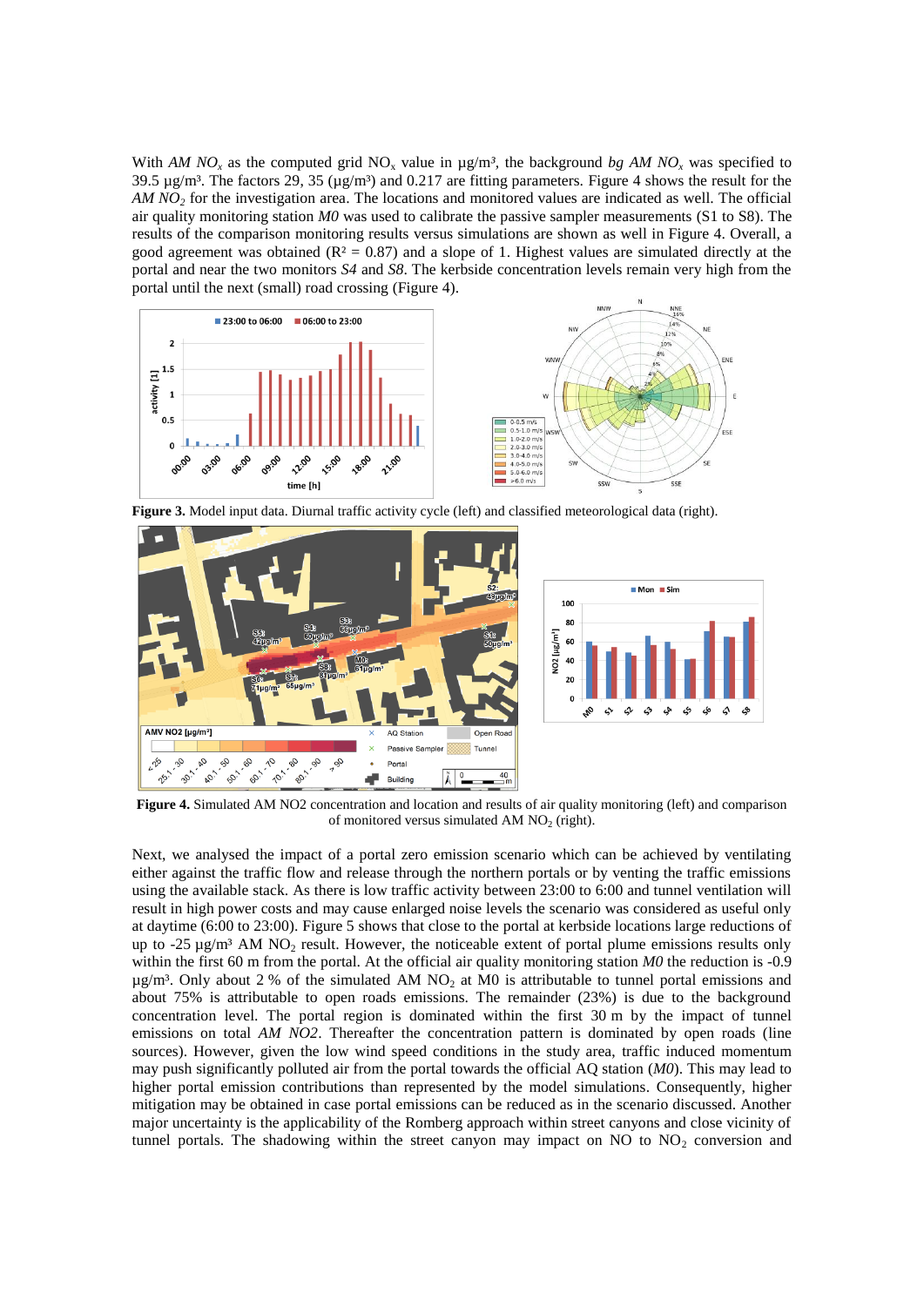With *AM* $NO_x$ as the computed grid $NO_x$ value in µg/m³, the background *bg AM* $NO_x$ was specified to 39.5 µg/m³. The factors 29, 35 (µg/m³) and 0.217 are fitting parameters. Figure 4 shows the result for the *AM* $NO_2$ for the investigation area. The locations and monitored values are indicated as well. The official air quality monitoring station *M0* was used to calibrate the passive sampler measurements (S1 to S8). The results of the comparison monitoring results versus simulations are shown as well in Figure 4. Overall, a good agreement was obtained ($R^2 = 0.87$) and a slope of 1. Highest values are simulated directly at the portal and near the two monitors *S4* and *S8*. The kerbside concentration levels remain very high from the portal until the next (small) road crossing (Figure 4).

**Figure 3.** Model input data. Diurnal traffic activity cycle (left) and classified meteorological data (right).

**Figure 4.** Simulated AM NO2 concentration and location and results of air quality monitoring (left) and comparison of monitored versus simulated AM $NO_2$ (right).

Next, we analysed the impact of a portal zero emission scenario which can be achieved by ventilating either against the traffic flow and release through the northern portals or by venting the traffic emissions using the available stack. As there is low traffic activity between 23:00 to 6:00 and tunnel ventilation will result in high power costs and may cause enlarged noise levels the scenario was considered as useful only at daytime (6:00 to 23:00). Figure 5 shows that close to the portal at kerbside locations large reductions of up to -25 µg/m³ AM $NO_2$ result. However, the noticeable extent of portal plume emissions results only within the first 60 m from the portal. At the official air quality monitoring station *M0* the reduction is -0.9 µg/m³. Only about 2 % of the simulated AM $NO_2$ at M0 is attributable to tunnel portal emissions and about 75% is attributable to open roads emissions. The remainder (23%) is due to the background concentration level. The portal region is dominated within the first 30 m by the impact of tunnel emissions on total *AM NO2*. Thereafter the concentration pattern is dominated by open roads (line sources). However, given the low wind speed conditions in the study area, traffic induced momentum may push significantly polluted air from the portal towards the official AQ station (*M0*). This may lead to higher portal emission contributions than represented by the model simulations. Consequently, higher mitigation may be obtained in case portal emissions can be reduced as in the scenario discussed. Another major uncertainty is the applicability of the Romberg approach within street canyons and close vicinity of tunnel portals. The shadowing within the street canyon may impact on NO to $NO_2$ conversion and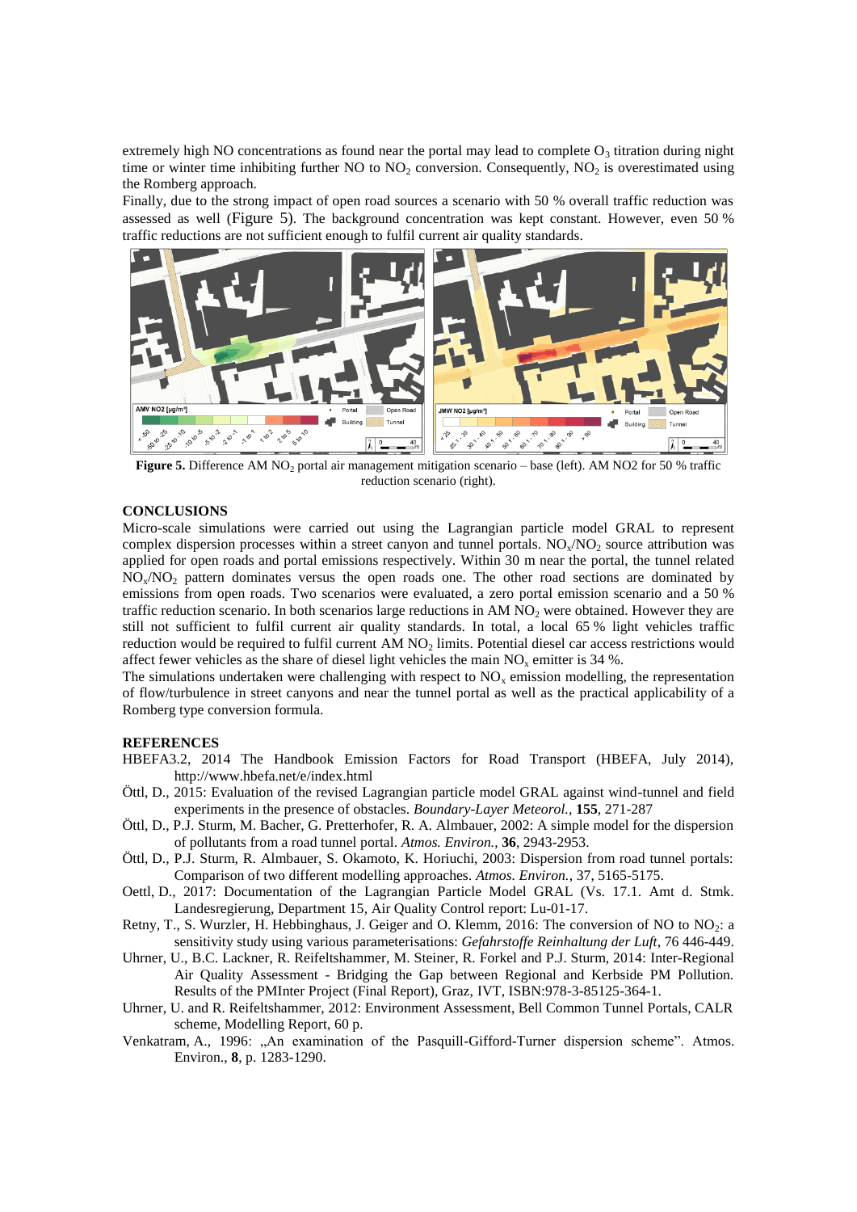extremely high NO concentrations as found near the portal may lead to complete $O_3$ titration during night time or winter time inhibiting further NO to $NO_2$ conversion. Consequently, $NO_2$ is overestimated using the Romberg approach.

Finally, due to the strong impact of open road sources a scenario with 50 % overall traffic reduction was assessed as well (Figure 5). The background concentration was kept constant. However, even 50 % traffic reductions are not sufficient enough to fulfil current air quality standards.

AMV NO2 [µg/m³]
< -50
-50 to -25
-25 to -10
-10 to -5
-5 to -2
-2 to -1
-1 to 1
1 to 2
2 to 5
5 to 10
Portal
Open Road
Building
Tunnel
0
40
m

JMW NO2 [µg/m³]
< 25
25.1 - 30
30.1 - 40
40.1 - 50
50.1 - 60
60.1 - 70
70.1 - 80
80.1 - 90
> 90
Portal
Open Road
Building
Tunnel
0
40
m

**Figure 5.** Difference AM $NO_2$ portal air management mitigation scenario – base (left). AM NO2 for 50 % traffic reduction scenario (right).

## CONCLUSIONS

Micro-scale simulations were carried out using the Lagrangian particle model GRAL to represent complex dispersion processes within a street canyon and tunnel portals. $NO_x/NO_2$ source attribution was applied for open roads and portal emissions respectively. Within 30 m near the portal, the tunnel related $NO_x/NO_2$ pattern dominates versus the open roads one. The other road sections are dominated by emissions from open roads. Two scenarios were evaluated, a zero portal emission scenario and a 50 % traffic reduction scenario. In both scenarios large reductions in AM $NO_2$ were obtained. However they are still not sufficient to fulfil current air quality standards. In total, a local 65 % light vehicles traffic reduction would be required to fulfil current AM $NO_2$ limits. Potential diesel car access restrictions would affect fewer vehicles as the share of diesel light vehicles the main $NO_x$ emitter is 34 %.

The simulations undertaken were challenging with respect to $NO_x$ emission modelling, the representation of flow/turbulence in street canyons and near the tunnel portal as well as the practical applicability of a Romberg type conversion formula.

## REFERENCES

HBEFA3.2, 2014 The Handbook Emission Factors for Road Transport (HBEFA, July 2014), http://www.hbefa.net/e/index.html

Öttl, D., 2015: Evaluation of the revised Lagrangian particle model GRAL against wind-tunnel and field experiments in the presence of obstacles. *Boundary-Layer Meteorol.*, **155**, 271-287

Öttl, D., P.J. Sturm, M. Bacher, G. Pretterhofer, R. A. Almbauer, 2002: A simple model for the dispersion of pollutants from a road tunnel portal. *Atmos. Environ.*, **36**, 2943-2953.

Öttl, D., P.J. Sturm, R. Almbauer, S. Okamoto, K. Horiuchi, 2003: Dispersion from road tunnel portals: Comparison of two different modelling approaches. *Atmos. Environ.*, 37, 5165-5175.

Oettl, D., 2017: Documentation of the Lagrangian Particle Model GRAL (Vs. 17.1. Amt d. Stmk. Landesregierung, Department 15, Air Quality Control report: Lu-01-17.

Retny, T., S. Wurzler, H. Hebbinghaus, J. Geiger and O. Klemm, 2016: The conversion of NO to $NO_2$: a sensitivity study using various parameterisations: *Gefahrstoffe Reinhaltung der Luft*, 76 446-449.

Uhrner, U., B.C. Lackner, R. Reifeltshammer, M. Steiner, R. Forkel and P.J. Sturm, 2014: Inter-Regional Air Quality Assessment - Bridging the Gap between Regional and Kerbside PM Pollution. Results of the PMInter Project (Final Report), Graz, IVT, ISBN:978-3-85125-364-1.

Uhrner, U. and R. Reifeltshammer, 2012: Environment Assessment, Bell Common Tunnel Portals, CALR scheme, Modelling Report, 60 p.

Venkatram, A., 1996: „An examination of the Pasquill-Gifford-Turner dispersion scheme". Atmos. Environ., **8**, p. 1283-1290.